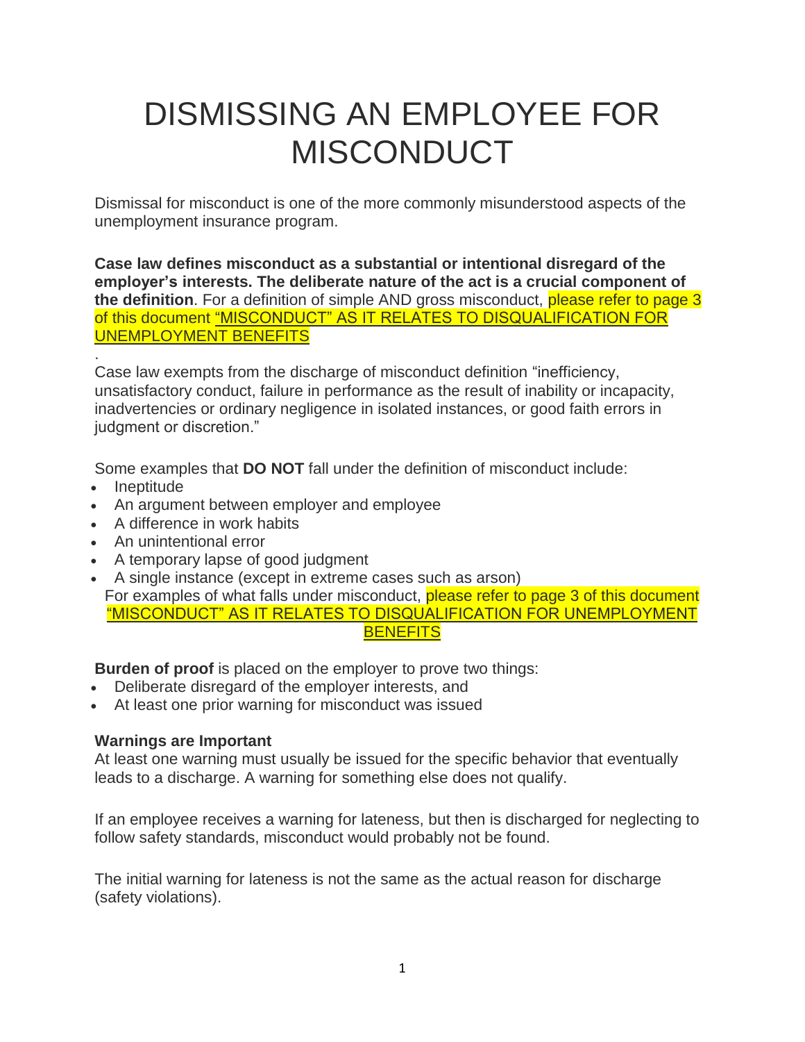# DISMISSING AN EMPLOYEE FOR MISCONDUCT

Dismissal for misconduct is one of the more commonly misunderstood aspects of the unemployment insurance program.

**Case law defines misconduct as a substantial or intentional disregard of the employer's interests. The deliberate nature of the act is a crucial component of the definition**. For a definition of simple AND gross misconduct, please refer to page 3 of this document "MISCONDUCT" AS IT RELATES TO DISQUALIFICATION FOR UNEMPLOYMENT BENEFITS

.

Case law exempts from the discharge of misconduct definition "inefficiency, unsatisfactory conduct, failure in performance as the result of inability or incapacity, inadvertencies or ordinary negligence in isolated instances, or good faith errors in judgment or discretion."

Some examples that **DO NOT** fall under the definition of misconduct include:

- Ineptitude
- An argument between employer and employee
- A difference in work habits
- An unintentional error
- A temporary lapse of good judgment
- A single instance (except in extreme cases such as arson)

For examples of what falls under misconduct, please refer to page 3 of this document "MISCONDUCT" AS IT RELATES TO DISQUALIFICATION FOR UNEMPLOYMENT BENEFITS

**Burden of proof** is placed on the employer to prove two things:

- Deliberate disregard of the employer interests, and
- At least one prior warning for misconduct was issued

**Warnings are Important**

At least one warning must usually be issued for the specific behavior that eventually leads to a discharge. A warning for something else does not qualify.

If an employee receives a warning for lateness, but then is discharged for neglecting to follow safety standards, misconduct would probably not be found.

The initial warning for lateness is not the same as the actual reason for discharge (safety violations).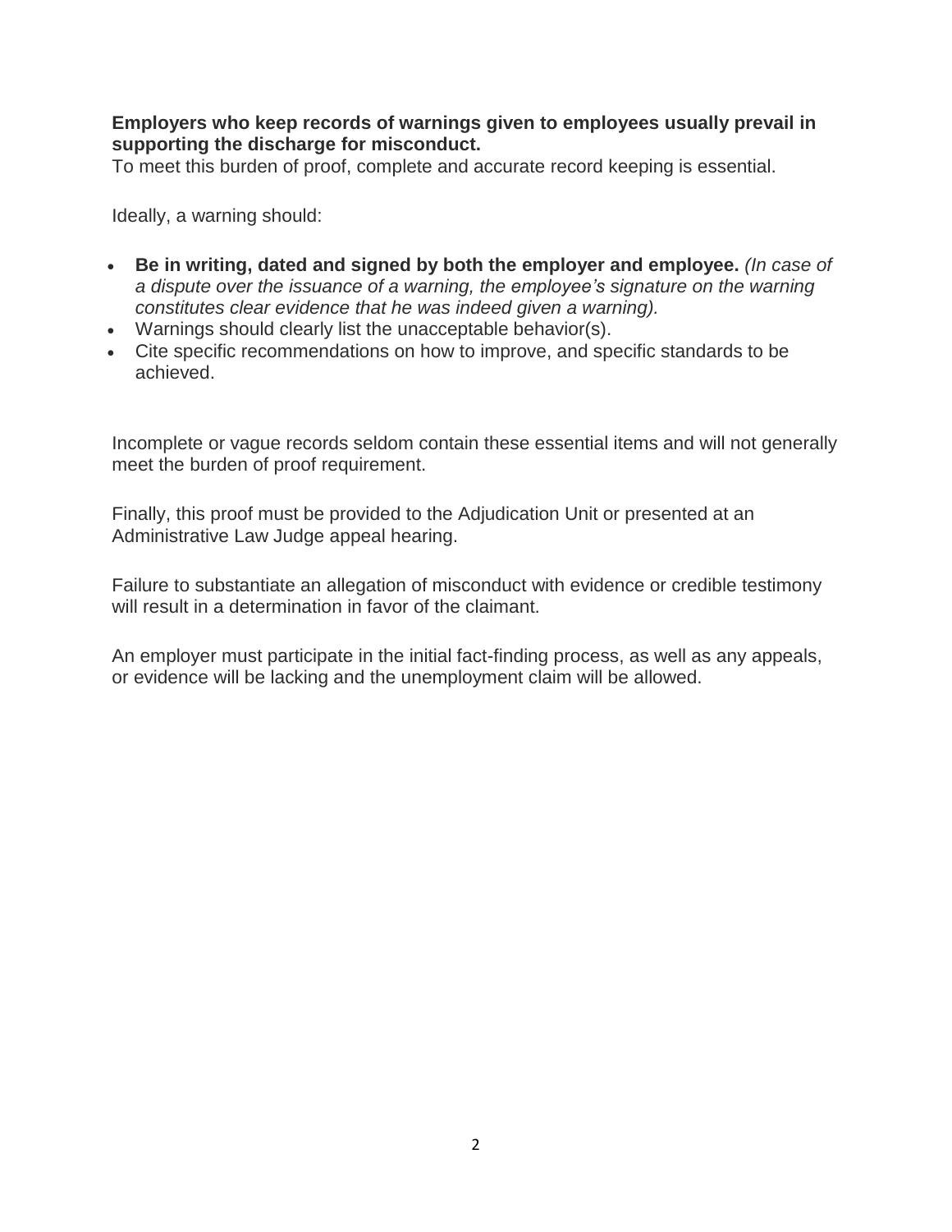**Employers who keep records of warnings given to employees usually prevail in supporting the discharge for misconduct.**
To meet this burden of proof, complete and accurate record keeping is essential.

Ideally, a warning should:

- **Be in writing, dated and signed by both the employer and employee.** *(In case of a dispute over the issuance of a warning, the employee's signature on the warning constitutes clear evidence that he was indeed given a warning).*
- Warnings should clearly list the unacceptable behavior(s).
- Cite specific recommendations on how to improve, and specific standards to be achieved.

Incomplete or vague records seldom contain these essential items and will not generally meet the burden of proof requirement.

Finally, this proof must be provided to the Adjudication Unit or presented at an Administrative Law Judge appeal hearing.

Failure to substantiate an allegation of misconduct with evidence or credible testimony will result in a determination in favor of the claimant.

An employer must participate in the initial fact-finding process, as well as any appeals, or evidence will be lacking and the unemployment claim will be allowed.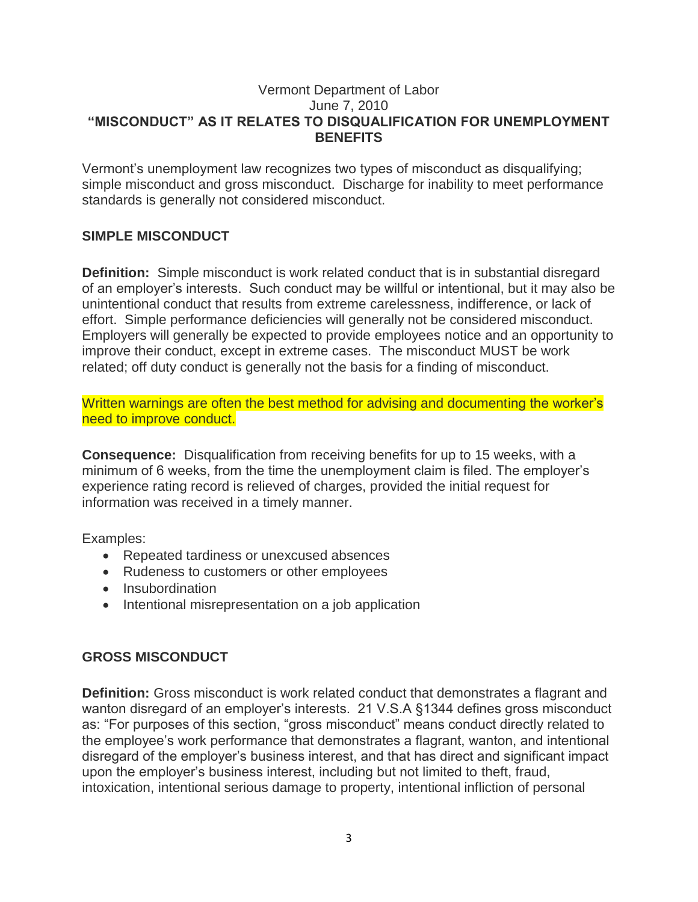Vermont Department of Labor
June 7, 2010

# "MISCONDUCT" AS IT RELATES TO DISQUALIFICATION FOR UNEMPLOYMENT BENEFITS

Vermont's unemployment law recognizes two types of misconduct as disqualifying; simple misconduct and gross misconduct. Discharge for inability to meet performance standards is generally not considered misconduct.

## SIMPLE MISCONDUCT

**Definition:** Simple misconduct is work related conduct that is in substantial disregard of an employer's interests. Such conduct may be willful or intentional, but it may also be unintentional conduct that results from extreme carelessness, indifference, or lack of effort. Simple performance deficiencies will generally not be considered misconduct. Employers will generally be expected to provide employees notice and an opportunity to improve their conduct, except in extreme cases. The misconduct MUST be work related; off duty conduct is generally not the basis for a finding of misconduct.

Written warnings are often the best method for advising and documenting the worker's need to improve conduct.

**Consequence:** Disqualification from receiving benefits for up to 15 weeks, with a minimum of 6 weeks, from the time the unemployment claim is filed. The employer's experience rating record is relieved of charges, provided the initial request for information was received in a timely manner.

Examples:

- Repeated tardiness or unexcused absences
- Rudeness to customers or other employees
- Insubordination
- Intentional misrepresentation on a job application

## GROSS MISCONDUCT

**Definition:** Gross misconduct is work related conduct that demonstrates a flagrant and wanton disregard of an employer's interests. 21 V.S.A §1344 defines gross misconduct as: "For purposes of this section, "gross misconduct" means conduct directly related to the employee's work performance that demonstrates a flagrant, wanton, and intentional disregard of the employer's business interest, and that has direct and significant impact upon the employer's business interest, including but not limited to theft, fraud, intoxication, intentional serious damage to property, intentional infliction of personal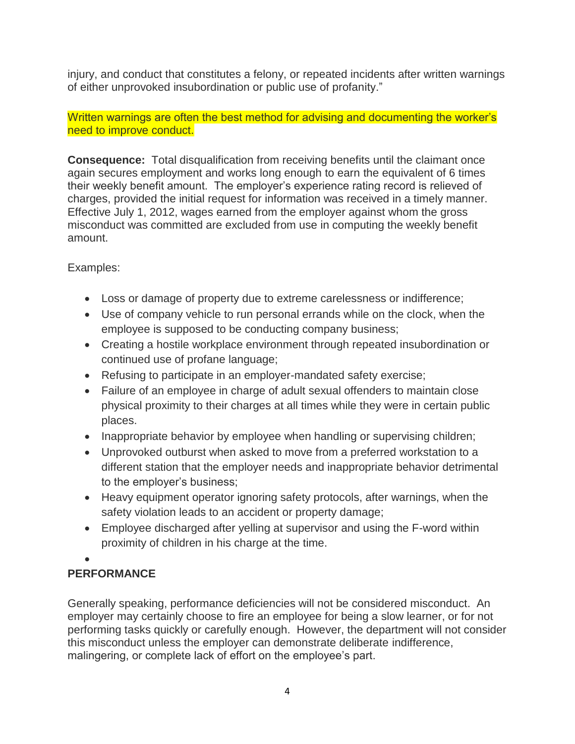injury, and conduct that constitutes a felony, or repeated incidents after written warnings of either unprovoked insubordination or public use of profanity."

Written warnings are often the best method for advising and documenting the worker's need to improve conduct.

**Consequence:** Total disqualification from receiving benefits until the claimant once again secures employment and works long enough to earn the equivalent of 6 times their weekly benefit amount. The employer's experience rating record is relieved of charges, provided the initial request for information was received in a timely manner. Effective July 1, 2012, wages earned from the employer against whom the gross misconduct was committed are excluded from use in computing the weekly benefit amount.

Examples:

- Loss or damage of property due to extreme carelessness or indifference;
- Use of company vehicle to run personal errands while on the clock, when the employee is supposed to be conducting company business;
- Creating a hostile workplace environment through repeated insubordination or continued use of profane language;
- Refusing to participate in an employer-mandated safety exercise;
- Failure of an employee in charge of adult sexual offenders to maintain close physical proximity to their charges at all times while they were in certain public places.
- Inappropriate behavior by employee when handling or supervising children;
- Unprovoked outburst when asked to move from a preferred workstation to a different station that the employer needs and inappropriate behavior detrimental to the employer's business;
- Heavy equipment operator ignoring safety protocols, after warnings, when the safety violation leads to an accident or property damage;
- Employee discharged after yelling at supervisor and using the F-word within proximity of children in his charge at the time.

**PERFORMANCE**

Generally speaking, performance deficiencies will not be considered misconduct. An employer may certainly choose to fire an employee for being a slow learner, or for not performing tasks quickly or carefully enough. However, the department will not consider this misconduct unless the employer can demonstrate deliberate indifference, malingering, or complete lack of effort on the employee's part.